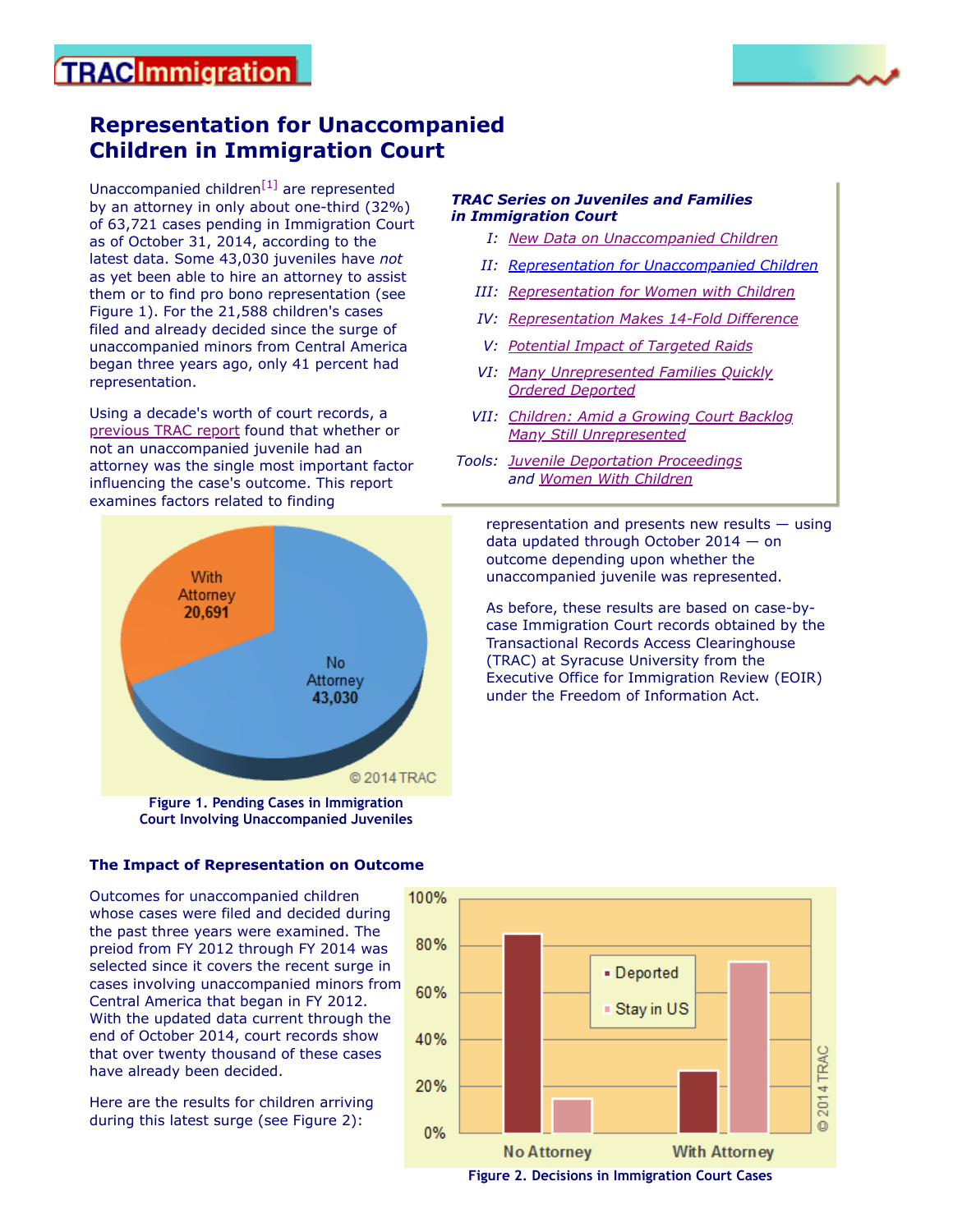# Representation for Unaccompanied Children in Immigration Court

Unaccompanied children[1] are represented by an attorney in only about one-third (32%) of 63,721 cases pending in Immigration Court as of October 31, 2014, according to the latest data. Some 43,030 juveniles have *not* as yet been able to hire an attorney to assist them or to find pro bono representation (see Figure 1). For the 21,588 children's cases filed and already decided since the surge of unaccompanied minors from Central America began three years ago, only 41 percent had representation.

Using a decade's worth of court records, a previous TRAC report found that whether or not an unaccompanied juvenile had an attorney was the single most important factor influencing the case's outcome. This report examines factors related to finding representation and presents new results — using data updated through October 2014 — on outcome depending upon whether the unaccompanied juvenile was represented.

As before, these results are based on case-by-case Immigration Court records obtained by the Transactional Records Access Clearinghouse (TRAC) at Syracuse University from the Executive Office for Immigration Review (EOIR) under the Freedom of Information Act.

***TRAC Series on Juveniles and Families in Immigration Court***

- *I:* New Data on Unaccompanied Children
- *II:* Representation for Unaccompanied Children
- *III:* Representation for Women with Children
- *IV:* Representation Makes 14-Fold Difference
- *V:* Potential Impact of Targeted Raids
- *VI:* Many Unrepresented Families Quickly Ordered Deported
- *VII:* Children: Amid a Growing Court Backlog Many Still Unrepresented
- *Tools:* Juvenile Deportation Proceedings *and* Women With Children

**Figure 1. Pending Cases in Immigration Court Involving Unaccompanied Juveniles**

### The Impact of Representation on Outcome

Outcomes for unaccompanied children whose cases were filed and decided during the past three years were examined. The preiod from FY 2012 through FY 2014 was selected since it covers the recent surge in cases involving unaccompanied minors from Central America that began in FY 2012. With the updated data current through the end of October 2014, court records show that over twenty thousand of these cases have already been decided.

Here are the results for children arriving during this latest surge (see Figure 2):

**Figure 2. Decisions in Immigration Court Cases**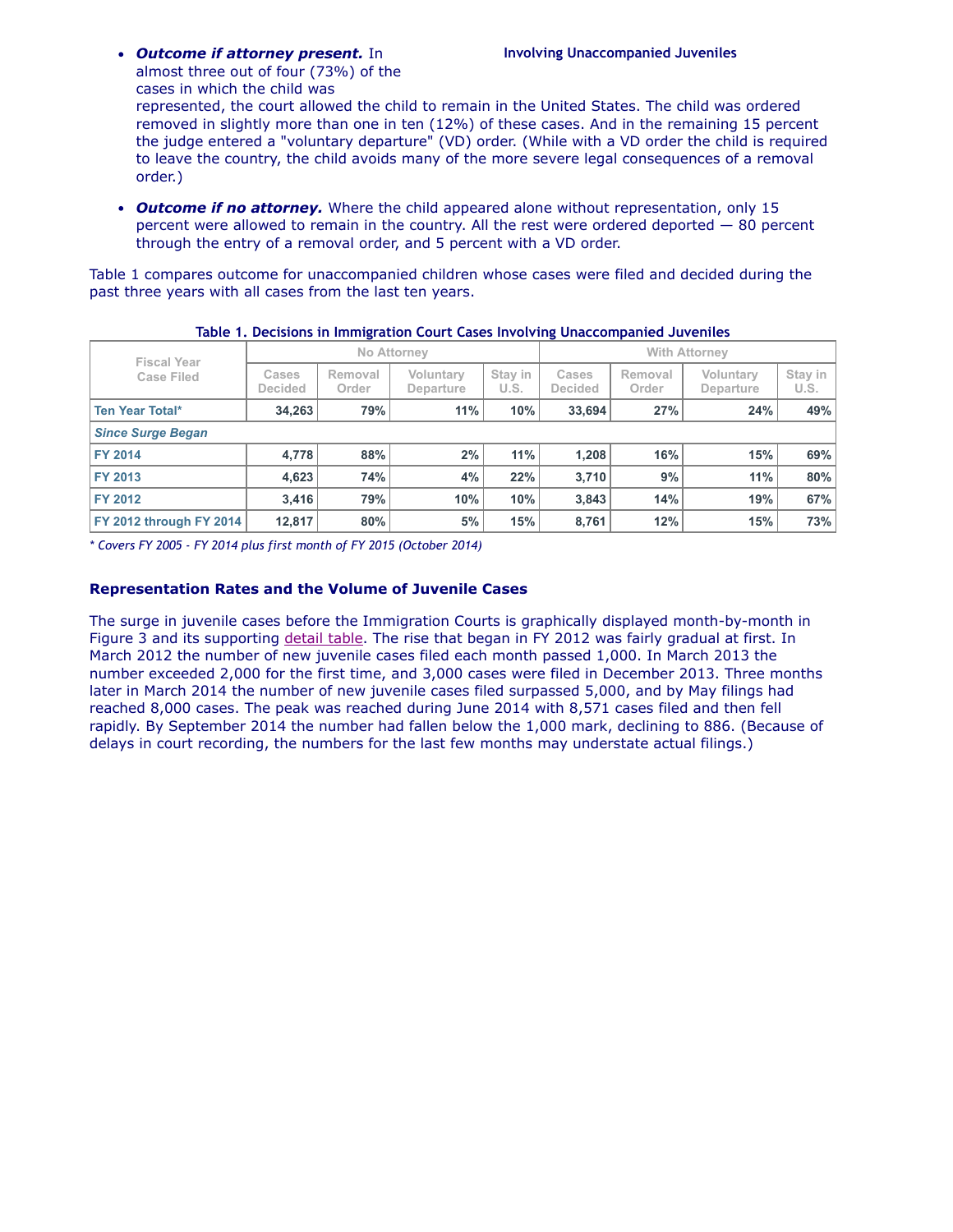- ***Outcome if attorney present.*** In almost three out of four (73%) of the cases in which the child was represented, the court allowed the child to remain in the United States. The child was ordered removed in slightly more than one in ten (12%) of these cases. And in the remaining 15 percent the judge entered a "voluntary departure" (VD) order. (While with a VD order the child is required to leave the country, the child avoids many of the more severe legal consequences of a removal order.)
- ***Outcome if no attorney.*** Where the child appeared alone without representation, only 15 percent were allowed to remain in the country. All the rest were ordered deported — 80 percent through the entry of a removal order, and 5 percent with a VD order.

Table 1 compares outcome for unaccompanied children whose cases were filed and decided during the past three years with all cases from the last ten years.

**Table 1. Decisions in Immigration Court Cases Involving Unaccompanied Juveniles**

| Fiscal Year Case Filed | No Attorney | | | | With Attorney | | | |
|---|---|---|---|---|---|---|---|---|
| | Cases Decided | Removal Order | Voluntary Departure | Stay in U.S. | Cases Decided | Removal Order | Voluntary Departure | Stay in U.S. |
| **Ten Year Total*** | 34,263 | 79% | 11% | 10% | 33,694 | 27% | 24% | 49% |
| ***Since Surge Began*** | | | | | | | | |
| **FY 2014** | 4,778 | 88% | 2% | 11% | 1,208 | 16% | 15% | 69% |
| **FY 2013** | 4,623 | 74% | 4% | 22% | 3,710 | 9% | 11% | 80% |
| **FY 2012** | 3,416 | 79% | 10% | 10% | 3,843 | 14% | 19% | 67% |
| **FY 2012 through FY 2014** | 12,817 | 80% | 5% | 15% | 8,761 | 12% | 15% | 73% |

*\* Covers FY 2005 - FY 2014 plus first month of FY 2015 (October 2014)*

### Representation Rates and the Volume of Juvenile Cases

The surge in juvenile cases before the Immigration Courts is graphically displayed month-by-month in Figure 3 and its supporting detail table. The rise that began in FY 2012 was fairly gradual at first. In March 2012 the number of new juvenile cases filed each month passed 1,000. In March 2013 the number exceeded 2,000 for the first time, and 3,000 cases were filed in December 2013. Three months later in March 2014 the number of new juvenile cases filed surpassed 5,000, and by May filings had reached 8,000 cases. The peak was reached during June 2014 with 8,571 cases filed and then fell rapidly. By September 2014 the number had fallen below the 1,000 mark, declining to 886. (Because of delays in court recording, the numbers for the last few months may understate actual filings.)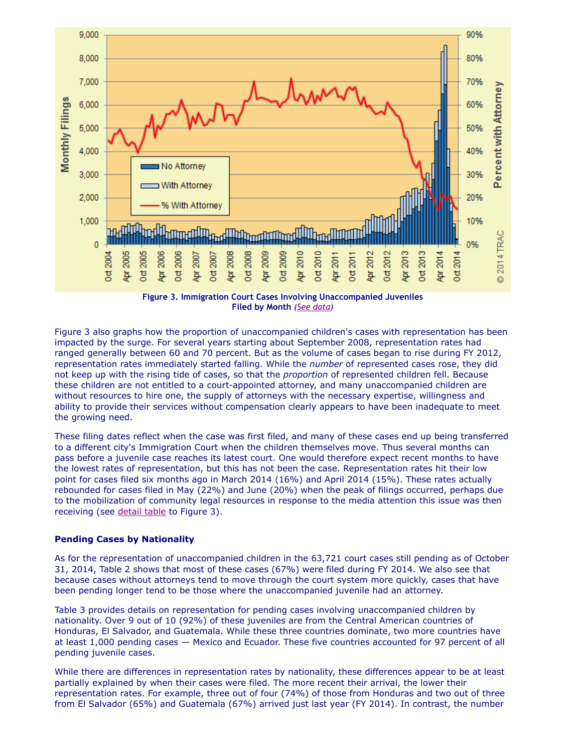**Figure 3. Immigration Court Cases Involving Unaccompanied Juveniles Filed by Month** *(See data)*

Figure 3 also graphs how the proportion of unaccompanied children's cases with representation has been impacted by the surge. For several years starting about September 2008, representation rates had ranged generally between 60 and 70 percent. But as the volume of cases began to rise during FY 2012, representation rates immediately started falling. While the *number* of represented cases rose, they did not keep up with the rising tide of cases, so that the *proportion* of represented children fell. Because these children are not entitled to a court-appointed attorney, and many unaccompanied children are without resources to hire one, the supply of attorneys with the necessary expertise, willingness and ability to provide their services without compensation clearly appears to have been inadequate to meet the growing need.

These filing dates reflect when the case was first filed, and many of these cases end up being transferred to a different city's Immigration Court when the children themselves move. Thus several months can pass before a juvenile case reaches its latest court. One would therefore expect recent months to have the lowest rates of representation, but this has not been the case. Representation rates hit their low point for cases filed six months ago in March 2014 (16%) and April 2014 (15%). These rates actually rebounded for cases filed in May (22%) and June (20%) when the peak of filings occurred, perhaps due to the mobilization of community legal resources in response to the media attention this issue was then receiving (see detail table to Figure 3).

### Pending Cases by Nationality

As for the representation of unaccompanied children in the 63,721 court cases still pending as of October 31, 2014, Table 2 shows that most of these cases (67%) were filed during FY 2014. We also see that because cases without attorneys tend to move through the court system more quickly, cases that have been pending longer tend to be those where the unaccompanied juvenile had an attorney.

Table 3 provides details on representation for pending cases involving unaccompanied children by nationality. Over 9 out of 10 (92%) of these juveniles are from the Central American countries of Honduras, El Salvador, and Guatemala. While these three countries dominate, two more countries have at least 1,000 pending cases — Mexico and Ecuador. These five countries accounted for 97 percent of all pending juvenile cases.

While there are differences in representation rates by nationality, these differences appear to be at least partially explained by when their cases were filed. The more recent their arrival, the lower their representation rates. For example, three out of four (74%) of those from Honduras and two out of three from El Salvador (65%) and Guatemala (67%) arrived just last year (FY 2014). In contrast, the number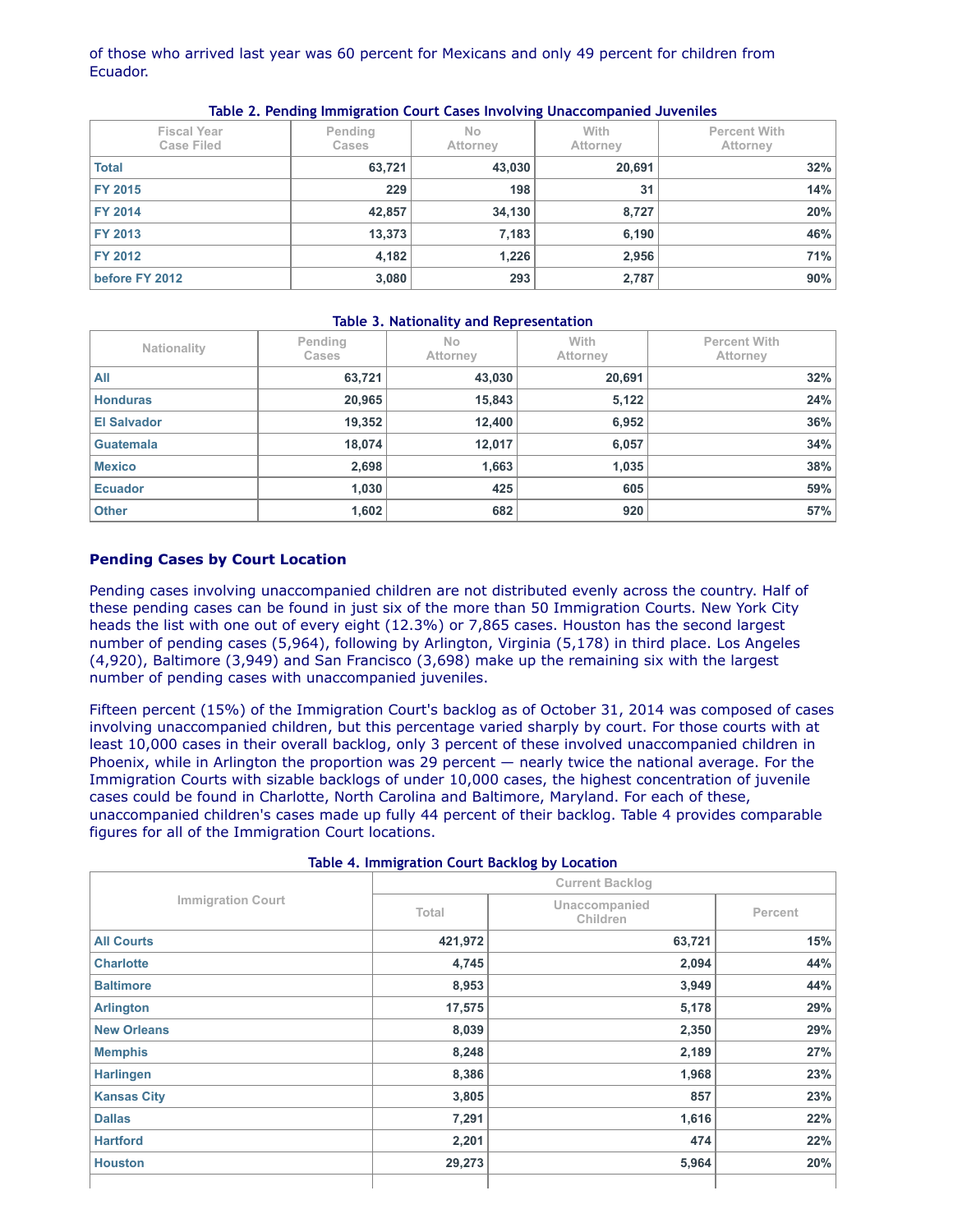of those who arrived last year was 60 percent for Mexicans and only 49 percent for children from Ecuador.

**Table 2. Pending Immigration Court Cases Involving Unaccompanied Juveniles**

| Fiscal Year Case Filed | Pending Cases | No Attorney | With Attorney | Percent With Attorney |
|---|---|---|---|---|
| Total | 63,721 | 43,030 | 20,691 | 32% |
| FY 2015 | 229 | 198 | 31 | 14% |
| FY 2014 | 42,857 | 34,130 | 8,727 | 20% |
| FY 2013 | 13,373 | 7,183 | 6,190 | 46% |
| FY 2012 | 4,182 | 1,226 | 2,956 | 71% |
| before FY 2012 | 3,080 | 293 | 2,787 | 90% |

**Table 3. Nationality and Representation**

| Nationality | Pending Cases | No Attorney | With Attorney | Percent With Attorney |
|---|---|---|---|---|
| All | 63,721 | 43,030 | 20,691 | 32% |
| Honduras | 20,965 | 15,843 | 5,122 | 24% |
| El Salvador | 19,352 | 12,400 | 6,952 | 36% |
| Guatemala | 18,074 | 12,017 | 6,057 | 34% |
| Mexico | 2,698 | 1,663 | 1,035 | 38% |
| Ecuador | 1,030 | 425 | 605 | 59% |
| Other | 1,602 | 682 | 920 | 57% |

### Pending Cases by Court Location

Pending cases involving unaccompanied children are not distributed evenly across the country. Half of these pending cases can be found in just six of the more than 50 Immigration Courts. New York City heads the list with one out of every eight (12.3%) or 7,865 cases. Houston has the second largest number of pending cases (5,964), following by Arlington, Virginia (5,178) in third place. Los Angeles (4,920), Baltimore (3,949) and San Francisco (3,698) make up the remaining six with the largest number of pending cases with unaccompanied juveniles.

Fifteen percent (15%) of the Immigration Court's backlog as of October 31, 2014 was composed of cases involving unaccompanied children, but this percentage varied sharply by court. For those courts with at least 10,000 cases in their overall backlog, only 3 percent of these involved unaccompanied children in Phoenix, while in Arlington the proportion was 29 percent — nearly twice the national average. For the Immigration Courts with sizable backlogs of under 10,000 cases, the highest concentration of juvenile cases could be found in Charlotte, North Carolina and Baltimore, Maryland. For each of these, unaccompanied children's cases made up fully 44 percent of their backlog. Table 4 provides comparable figures for all of the Immigration Court locations.

**Table 4. Immigration Court Backlog by Location**

| Immigration Court | Current Backlog | | |
|---|---|---|---|
| | Total | Unaccompanied Children | Percent |
| All Courts | 421,972 | 63,721 | 15% |
| Charlotte | 4,745 | 2,094 | 44% |
| Baltimore | 8,953 | 3,949 | 44% |
| Arlington | 17,575 | 5,178 | 29% |
| New Orleans | 8,039 | 2,350 | 29% |
| Memphis | 8,248 | 2,189 | 27% |
| Harlingen | 8,386 | 1,968 | 23% |
| Kansas City | 3,805 | 857 | 23% |
| Dallas | 7,291 | 1,616 | 22% |
| Hartford | 2,201 | 474 | 22% |
| Houston | 29,273 | 5,964 | 20% |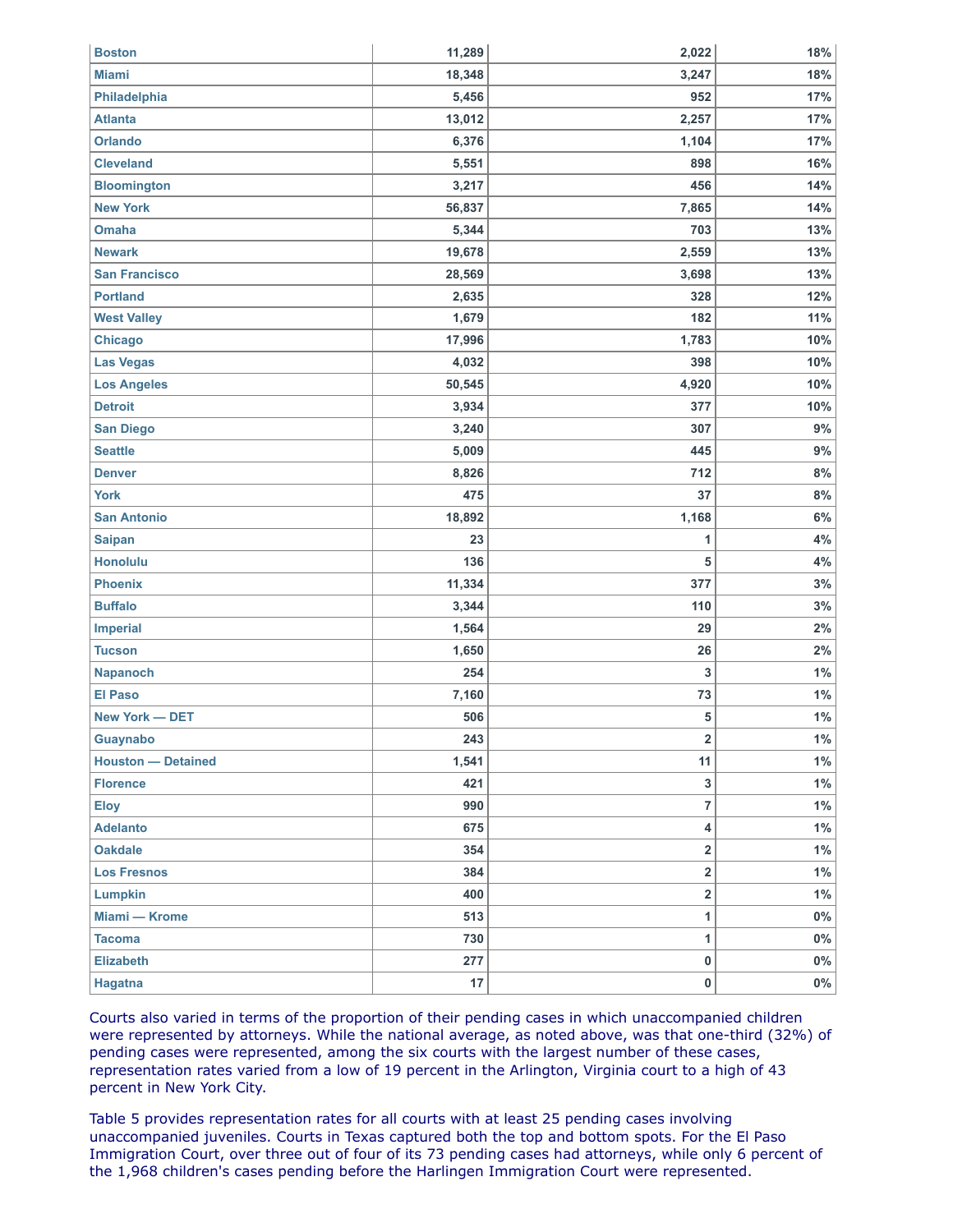| | | | |
|---|---|---|---|
| Boston | 11,289 | 2,022 | 18% |
| Miami | 18,348 | 3,247 | 18% |
| Philadelphia | 5,456 | 952 | 17% |
| Atlanta | 13,012 | 2,257 | 17% |
| Orlando | 6,376 | 1,104 | 17% |
| Cleveland | 5,551 | 898 | 16% |
| Bloomington | 3,217 | 456 | 14% |
| New York | 56,837 | 7,865 | 14% |
| Omaha | 5,344 | 703 | 13% |
| Newark | 19,678 | 2,559 | 13% |
| San Francisco | 28,569 | 3,698 | 13% |
| Portland | 2,635 | 328 | 12% |
| West Valley | 1,679 | 182 | 11% |
| Chicago | 17,996 | 1,783 | 10% |
| Las Vegas | 4,032 | 398 | 10% |
| Los Angeles | 50,545 | 4,920 | 10% |
| Detroit | 3,934 | 377 | 10% |
| San Diego | 3,240 | 307 | 9% |
| Seattle | 5,009 | 445 | 9% |
| Denver | 8,826 | 712 | 8% |
| York | 475 | 37 | 8% |
| San Antonio | 18,892 | 1,168 | 6% |
| Saipan | 23 | 1 | 4% |
| Honolulu | 136 | 5 | 4% |
| Phoenix | 11,334 | 377 | 3% |
| Buffalo | 3,344 | 110 | 3% |
| Imperial | 1,564 | 29 | 2% |
| Tucson | 1,650 | 26 | 2% |
| Napanoch | 254 | 3 | 1% |
| El Paso | 7,160 | 73 | 1% |
| New York — DET | 506 | 5 | 1% |
| Guaynabo | 243 | 2 | 1% |
| Houston — Detained | 1,541 | 11 | 1% |
| Florence | 421 | 3 | 1% |
| Eloy | 990 | 7 | 1% |
| Adelanto | 675 | 4 | 1% |
| Oakdale | 354 | 2 | 1% |
| Los Fresnos | 384 | 2 | 1% |
| Lumpkin | 400 | 2 | 1% |
| Miami — Krome | 513 | 1 | 0% |
| Tacoma | 730 | 1 | 0% |
| Elizabeth | 277 | 0 | 0% |
| Hagatna | 17 | 0 | 0% |

Courts also varied in terms of the proportion of their pending cases in which unaccompanied children were represented by attorneys. While the national average, as noted above, was that one-third (32%) of pending cases were represented, among the six courts with the largest number of these cases, representation rates varied from a low of 19 percent in the Arlington, Virginia court to a high of 43 percent in New York City.

Table 5 provides representation rates for all courts with at least 25 pending cases involving unaccompanied juveniles. Courts in Texas captured both the top and bottom spots. For the El Paso Immigration Court, over three out of four of its 73 pending cases had attorneys, while only 6 percent of the 1,968 children's cases pending before the Harlingen Immigration Court were represented.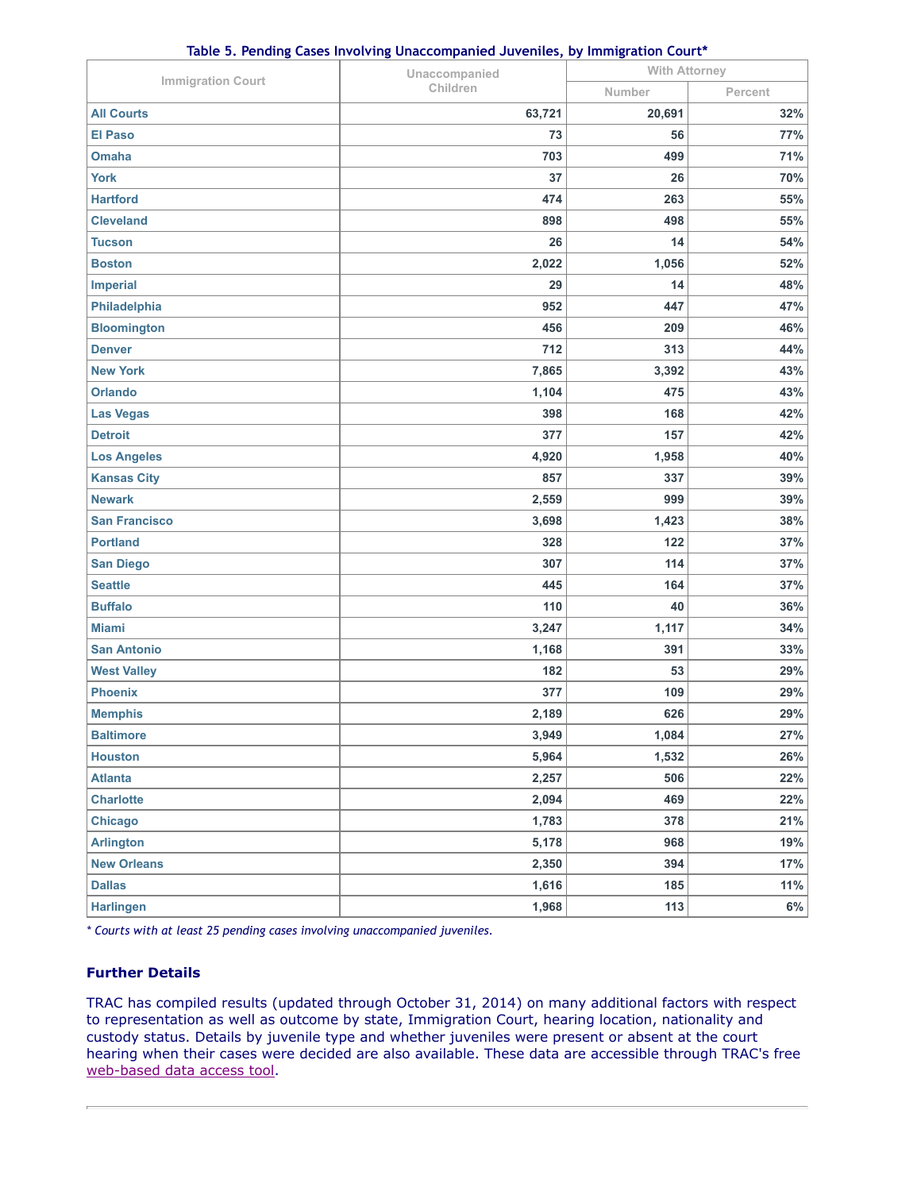**Table 5. Pending Cases Involving Unaccompanied Juveniles, by Immigration Court***

| Immigration Court | Unaccompanied Children | With Attorney | |
|---|---|---|---|
| | | Number | Percent |
| **All Courts** | 63,721 | 20,691 | 32% |
| **El Paso** | 73 | 56 | 77% |
| **Omaha** | 703 | 499 | 71% |
| **York** | 37 | 26 | 70% |
| **Hartford** | 474 | 263 | 55% |
| **Cleveland** | 898 | 498 | 55% |
| **Tucson** | 26 | 14 | 54% |
| **Boston** | 2,022 | 1,056 | 52% |
| **Imperial** | 29 | 14 | 48% |
| **Philadelphia** | 952 | 447 | 47% |
| **Bloomington** | 456 | 209 | 46% |
| **Denver** | 712 | 313 | 44% |
| **New York** | 7,865 | 3,392 | 43% |
| **Orlando** | 1,104 | 475 | 43% |
| **Las Vegas** | 398 | 168 | 42% |
| **Detroit** | 377 | 157 | 42% |
| **Los Angeles** | 4,920 | 1,958 | 40% |
| **Kansas City** | 857 | 337 | 39% |
| **Newark** | 2,559 | 999 | 39% |
| **San Francisco** | 3,698 | 1,423 | 38% |
| **Portland** | 328 | 122 | 37% |
| **San Diego** | 307 | 114 | 37% |
| **Seattle** | 445 | 164 | 37% |
| **Buffalo** | 110 | 40 | 36% |
| **Miami** | 3,247 | 1,117 | 34% |
| **San Antonio** | 1,168 | 391 | 33% |
| **West Valley** | 182 | 53 | 29% |
| **Phoenix** | 377 | 109 | 29% |
| **Memphis** | 2,189 | 626 | 29% |
| **Baltimore** | 3,949 | 1,084 | 27% |
| **Houston** | 5,964 | 1,532 | 26% |
| **Atlanta** | 2,257 | 506 | 22% |
| **Charlotte** | 2,094 | 469 | 22% |
| **Chicago** | 1,783 | 378 | 21% |
| **Arlington** | 5,178 | 968 | 19% |
| **New Orleans** | 2,350 | 394 | 17% |
| **Dallas** | 1,616 | 185 | 11% |
| **Harlingen** | 1,968 | 113 | 6% |

*\* Courts with at least 25 pending cases involving unaccompanied juveniles.*

### Further Details

TRAC has compiled results (updated through October 31, 2014) on many additional factors with respect to representation as well as outcome by state, Immigration Court, hearing location, nationality and custody status. Details by juvenile type and whether juveniles were present or absent at the court hearing when their cases were decided are also available. These data are accessible through TRAC's free web-based data access tool.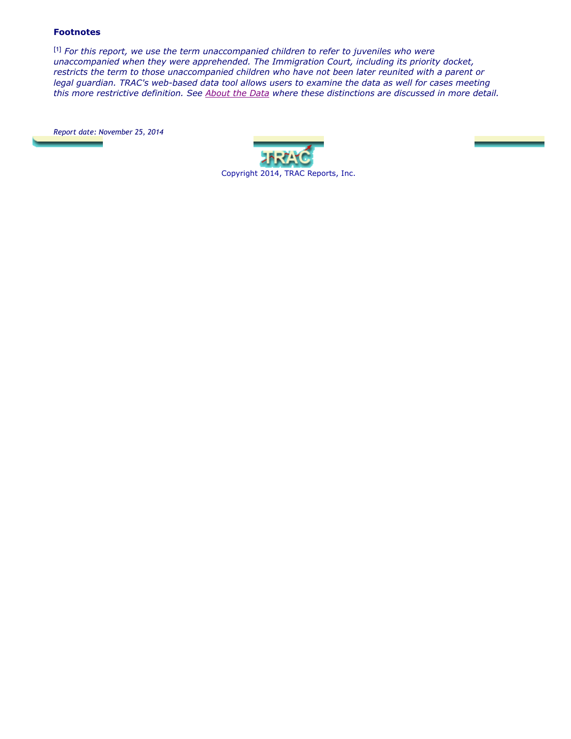### Footnotes

[1] *For this report, we use the term unaccompanied children to refer to juveniles who were unaccompanied when they were apprehended. The Immigration Court, including its priority docket, restricts the term to those unaccompanied children who have not been later reunited with a parent or legal guardian. TRAC's web-based data tool allows users to examine the data as well for cases meeting this more restrictive definition. See About the Data where these distinctions are discussed in more detail.*

*Report date: November 25, 2014*

Copyright 2014, TRAC Reports, Inc.